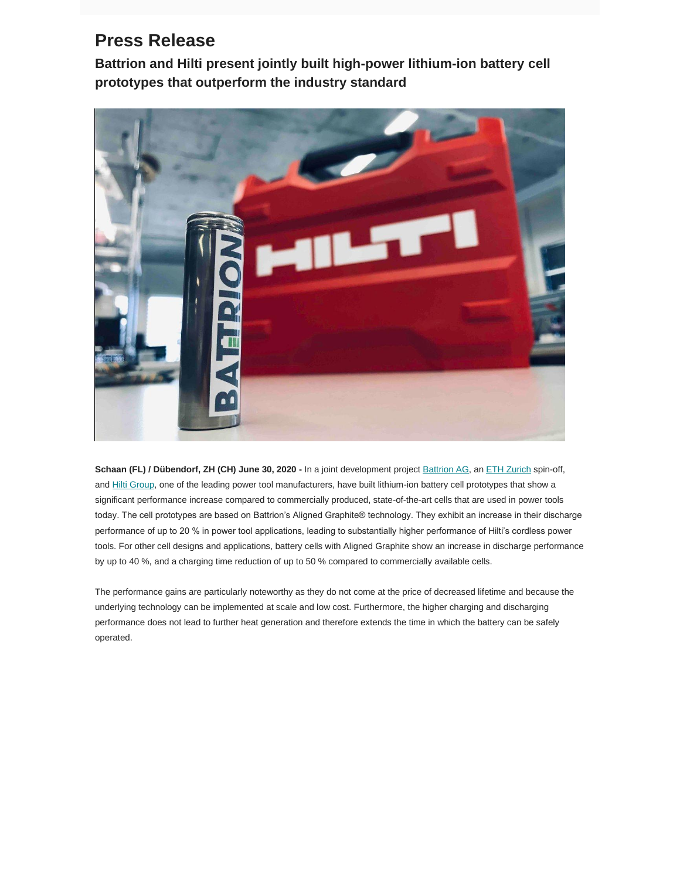# Press Release

## Battrion and Hilti present jointly built high-power lithium-ion battery cell prototypes that outperform the industry standard

**Schaan (FL) / Dübendorf, ZH (CH) June 30, 2020 -** In a joint development project Battrion AG, an ETH Zurich spin-off, and Hilti Group, one of the leading power tool manufacturers, have built lithium-ion battery cell prototypes that show a significant performance increase compared to commercially produced, state-of-the-art cells that are used in power tools today. The cell prototypes are based on Battrion's Aligned Graphite® technology. They exhibit an increase in their discharge performance of up to 20 % in power tool applications, leading to substantially higher performance of Hilti's cordless power tools. For other cell designs and applications, battery cells with Aligned Graphite show an increase in discharge performance by up to 40 %, and a charging time reduction of up to 50 % compared to commercially available cells.

The performance gains are particularly noteworthy as they do not come at the price of decreased lifetime and because the underlying technology can be implemented at scale and low cost. Furthermore, the higher charging and discharging performance does not lead to further heat generation and therefore extends the time in which the battery can be safely operated.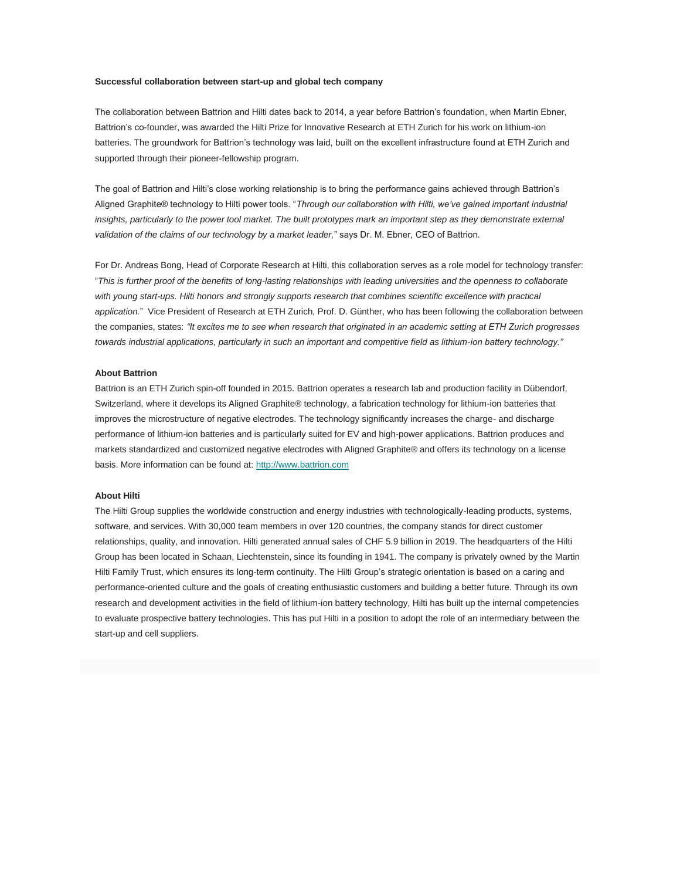**Successful collaboration between start-up and global tech company**

The collaboration between Battrion and Hilti dates back to 2014, a year before Battrion's foundation, when Martin Ebner, Battrion's co-founder, was awarded the Hilti Prize for Innovative Research at ETH Zurich for his work on lithium-ion batteries. The groundwork for Battrion's technology was laid, built on the excellent infrastructure found at ETH Zurich and supported through their pioneer-fellowship program.

The goal of Battrion and Hilti's close working relationship is to bring the performance gains achieved through Battrion's Aligned Graphite® technology to Hilti power tools. "*Through our collaboration with Hilti, we've gained important industrial insights, particularly to the power tool market. The built prototypes mark an important step as they demonstrate external validation of the claims of our technology by a market leader,*" says Dr. M. Ebner, CEO of Battrion.

For Dr. Andreas Bong, Head of Corporate Research at Hilti, this collaboration serves as a role model for technology transfer: "*This is further proof of the benefits of long-lasting relationships with leading universities and the openness to collaborate with young start-ups. Hilti honors and strongly supports research that combines scientific excellence with practical application.*" Vice President of Research at ETH Zurich, Prof. D. Günther, who has been following the collaboration between the companies, states: *"It excites me to see when research that originated in an academic setting at ETH Zurich progresses towards industrial applications, particularly in such an important and competitive field as lithium-ion battery technology."*

**About Battrion**

Battrion is an ETH Zurich spin-off founded in 2015. Battrion operates a research lab and production facility in Dübendorf, Switzerland, where it develops its Aligned Graphite® technology, a fabrication technology for lithium-ion batteries that improves the microstructure of negative electrodes. The technology significantly increases the charge- and discharge performance of lithium-ion batteries and is particularly suited for EV and high-power applications. Battrion produces and markets standardized and customized negative electrodes with Aligned Graphite® and offers its technology on a license basis. More information can be found at: http://www.battrion.com

**About Hilti**

The Hilti Group supplies the worldwide construction and energy industries with technologically-leading products, systems, software, and services. With 30,000 team members in over 120 countries, the company stands for direct customer relationships, quality, and innovation. Hilti generated annual sales of CHF 5.9 billion in 2019. The headquarters of the Hilti Group has been located in Schaan, Liechtenstein, since its founding in 1941. The company is privately owned by the Martin Hilti Family Trust, which ensures its long-term continuity. The Hilti Group's strategic orientation is based on a caring and performance-oriented culture and the goals of creating enthusiastic customers and building a better future. Through its own research and development activities in the field of lithium-ion battery technology, Hilti has built up the internal competencies to evaluate prospective battery technologies. This has put Hilti in a position to adopt the role of an intermediary between the start-up and cell suppliers.